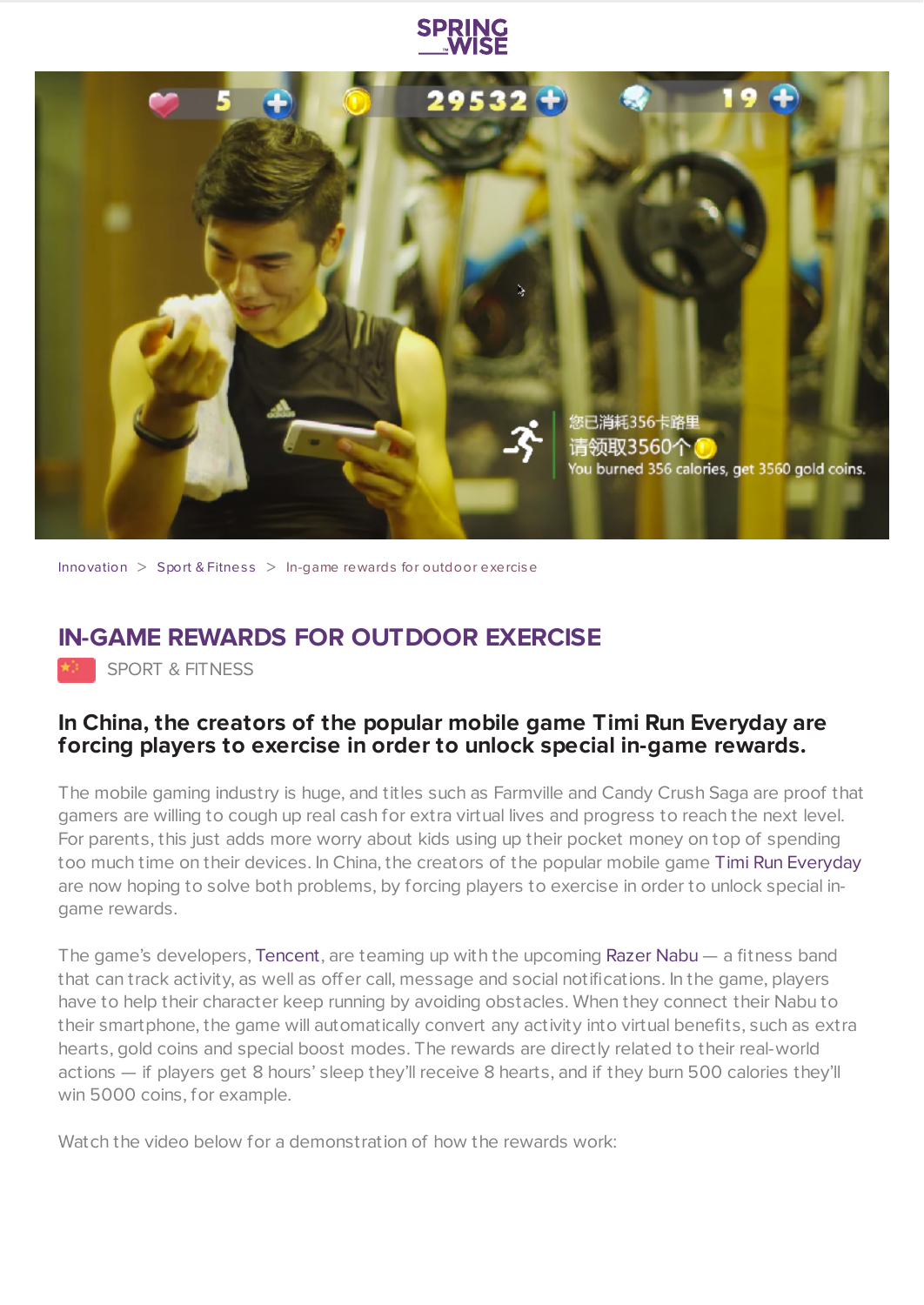Innovation > Sport & Fitness > In-game rewards for outdoor exercise

# IN-GAME REWARDS FOR OUTDOOR EXERCISE

SPORT & FITNESS

**In China, the creators of the popular mobile game Timi Run Everyday are forcing players to exercise in order to unlock special in-game rewards.**

The mobile gaming industry is huge, and titles such as Farmville and Candy Crush Saga are proof that gamers are willing to cough up real cash for extra virtual lives and progress to reach the next level. For parents, this just adds more worry about kids using up their pocket money on top of spending too much time on their devices. In China, the creators of the popular mobile game Timi Run Everyday are now hoping to solve both problems, by forcing players to exercise in order to unlock special in-game rewards.

The game's developers, Tencent, are teaming up with the upcoming Razer Nabu — a fitness band that can track activity, as well as offer call, message and social notifications. In the game, players have to help their character keep running by avoiding obstacles. When they connect their Nabu to their smartphone, the game will automatically convert any activity into virtual benefits, such as extra hearts, gold coins and special boost modes. The rewards are directly related to their real-world actions — if players get 8 hours' sleep they'll receive 8 hearts, and if they burn 500 calories they'll win 5000 coins, for example.

Watch the video below for a demonstration of how the rewards work: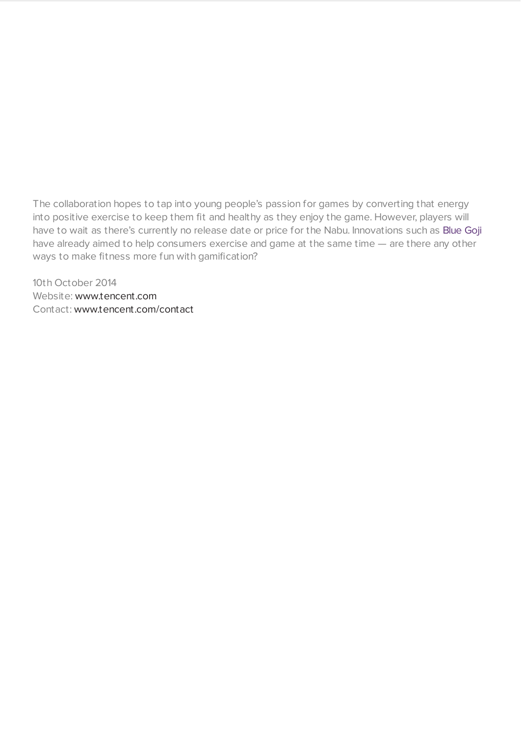The collaboration hopes to tap into young people's passion for games by converting that energy into positive exercise to keep them fit and healthy as they enjoy the game. However, players will have to wait as there's currently no release date or price for the Nabu. Innovations such as Blue Goji have already aimed to help consumers exercise and game at the same time — are there any other ways to make fitness more fun with gamification?

10th October 2014
Website: www.tencent.com
Contact: www.tencent.com/contact